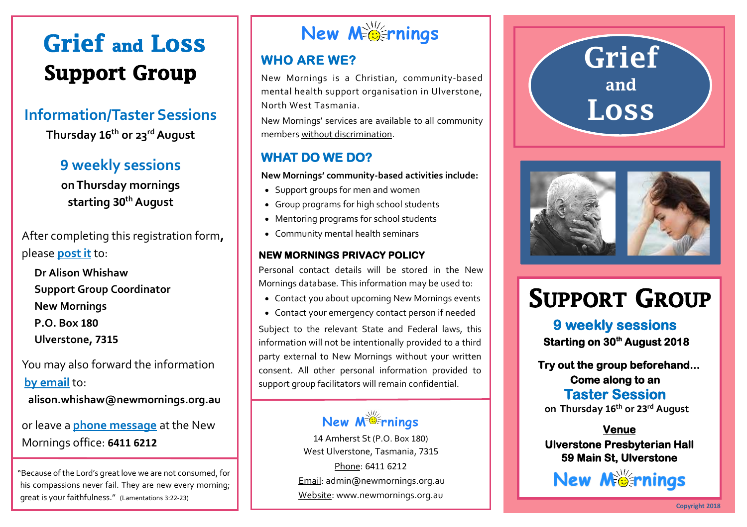# Grief and Loss Support Group

## Information/Taster Sessions

**Thursday 16th or 23rd August**

## 9 weekly sessions

**on Thursday mornings starting 30th August**

After completing this registration form, please **post it** to:

**Dr Alison Whishaw**
**Support Group Coordinator**
**New Mornings**
**P.O. Box 180**
**Ulverstone, 7315**

You may also forward the information **by email** to:

**alison.whishaw@newmornings.org.au**

or leave a **phone message** at the New Mornings office: **6411 6212**

"Because of the Lord's great love we are not consumed, for his compassions never fail. They are new every morning; great is your faithfulness." (Lamentations 3:22-23)

# New Mornings

## WHO ARE WE?

New Mornings is a Christian, community-based mental health support organisation in Ulverstone, North West Tasmania.

New Mornings' services are available to all community members without discrimination.

## WHAT DO WE DO?

**New Mornings' community-based activities include:**

- Support groups for men and women
- Group programs for high school students
- Mentoring programs for school students
- Community mental health seminars

### NEW MORNINGS PRIVACY POLICY

Personal contact details will be stored in the New Mornings database. This information may be used to:

- Contact you about upcoming New Mornings events
- Contact your emergency contact person if needed

Subject to the relevant State and Federal laws, this information will not be intentionally provided to a third party external to New Mornings without your written consent. All other personal information provided to support group facilitators will remain confidential.

**New Mornings**

14 Amherst St (P.O. Box 180)
West Ulverstone, Tasmania, 7315
Phone: 6411 6212
Email: admin@newmornings.org.au
Website: www.newmornings.org.au

# Grief and Loss

# SUPPORT GROUP

## 9 weekly sessions

**Starting on 30th August 2018**

**Try out the group beforehand... Come along to an**

## Taster Session

**on Thursday 16th or 23rd August**

**Venue**

**Ulverstone Presbyterian Hall**
**59 Main St, Ulverstone**

**New Mornings**

Copyright 2018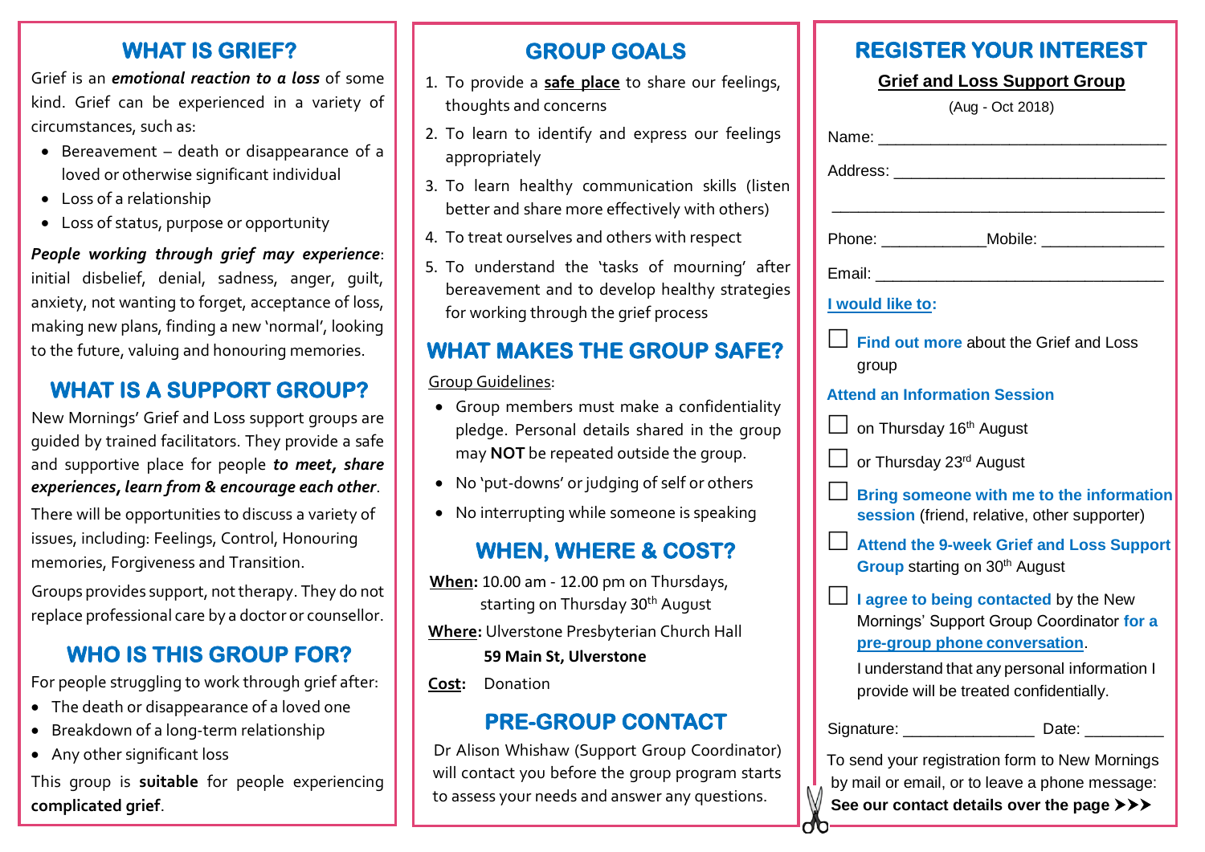## WHAT IS GRIEF?

Grief is an ***emotional reaction to a loss*** of some kind. Grief can be experienced in a variety of circumstances, such as:

- Bereavement – death or disappearance of a loved or otherwise significant individual
- Loss of a relationship
- Loss of status, purpose or opportunity

***People working through grief may experience***: initial disbelief, denial, sadness, anger, guilt, anxiety, not wanting to forget, acceptance of loss, making new plans, finding a new 'normal', looking to the future, valuing and honouring memories.

## WHAT IS A SUPPORT GROUP?

New Mornings' Grief and Loss support groups are guided by trained facilitators. They provide a safe and supportive place for people ***to meet, share experiences, learn from & encourage each other***.

There will be opportunities to discuss a variety of issues, including: Feelings, Control, Honouring memories, Forgiveness and Transition.

Groups provides support, not therapy. They do not replace professional care by a doctor or counsellor.

## WHO IS THIS GROUP FOR?

For people struggling to work through grief after:

- The death or disappearance of a loved one
- Breakdown of a long-term relationship
- Any other significant loss

This group is **suitable** for people experiencing **complicated grief**.

## GROUP GOALS

1. To provide a **safe place** to share our feelings, thoughts and concerns
2. To learn to identify and express our feelings appropriately
3. To learn healthy communication skills (listen better and share more effectively with others)
4. To treat ourselves and others with respect
5. To understand the 'tasks of mourning' after bereavement and to develop healthy strategies for working through the grief process

## WHAT MAKES THE GROUP SAFE?

Group Guidelines:

- Group members must make a confidentiality pledge. Personal details shared in the group may **NOT** be repeated outside the group.
- No 'put-downs' or judging of self or others
- No interrupting while someone is speaking

## WHEN, WHERE & COST?

**When:** 10.00 am - 12.00 pm on Thursdays, starting on Thursday 30th August

**Where:** Ulverstone Presbyterian Church Hall
**59 Main St, Ulverstone**

**Cost:** Donation

## PRE-GROUP CONTACT

Dr Alison Whishaw (Support Group Coordinator) will contact you before the group program starts to assess your needs and answer any questions.

## REGISTER YOUR INTEREST

**Grief and Loss Support Group**

(Aug - Oct 2018)

Name: ______________________________

Address: ____________________________

____________________________________

Phone: ___________ Mobile: ____________

Email: ______________________________

**I would like to:**

☐ **Find out more** about the Grief and Loss group

**Attend an Information Session**

☐ on Thursday 16th August

☐ or Thursday 23rd August

☐ **Bring someone with me to the information session** (friend, relative, other supporter)

☐ **Attend the 9-week Grief and Loss Support Group** starting on 30th August

☐ **I agree to being contacted** by the New Mornings' Support Group Coordinator **for a pre-group phone conversation**.

I understand that any personal information I provide will be treated confidentially.

Signature: ______________ Date: ________

To send your registration form to New Mornings by mail or email, or to leave a phone message:
**See our contact details over the page ➤➤➤**